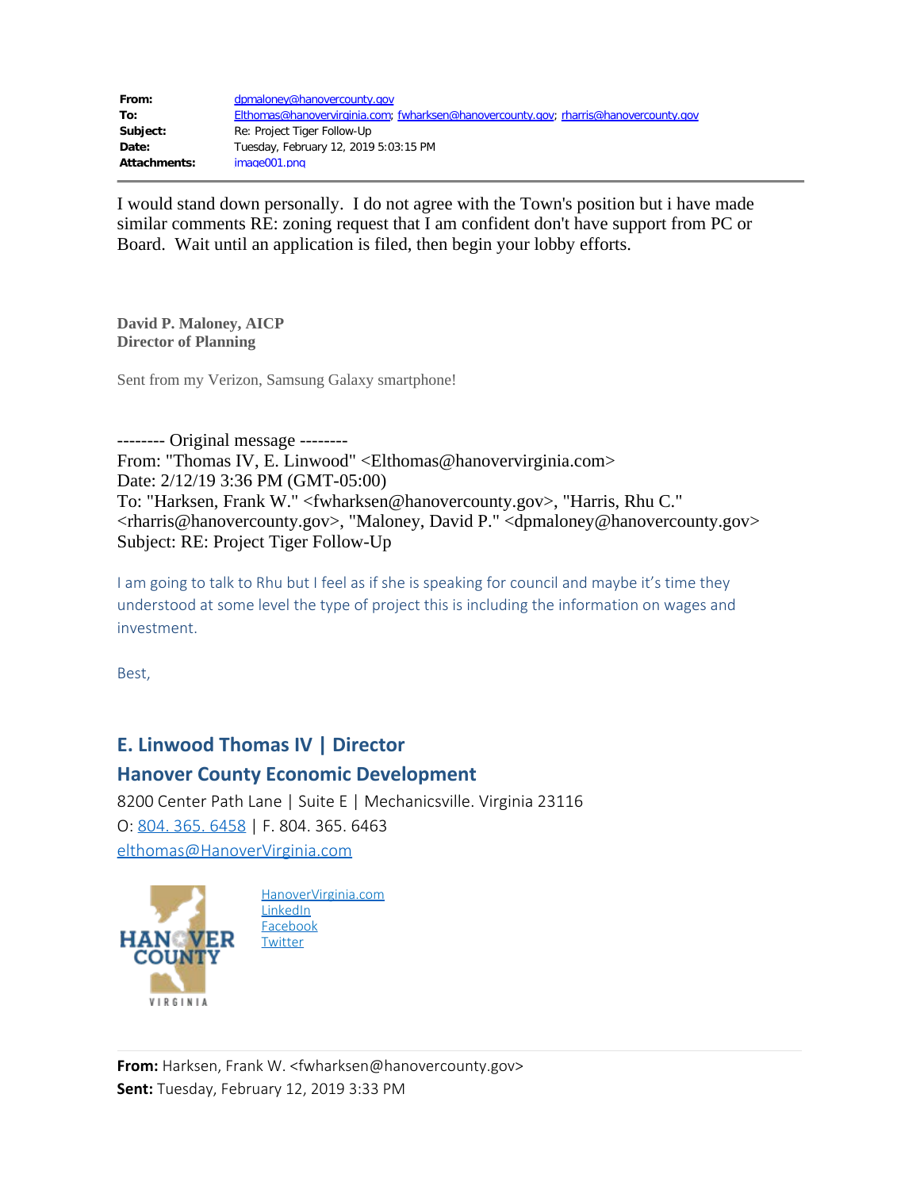| | |
|---|---|
| **From:** | dpmaloney@hanovercounty.gov |
| **To:** | Elthomas@hanovervirginia.com; fwharksen@hanovercounty.gov; rharris@hanovercounty.gov |
| **Subject:** | Re: Project Tiger Follow-Up |
| **Date:** | Tuesday, February 12, 2019 5:03:15 PM |
| **Attachments:** | image001.png |

I would stand down personally. I do not agree with the Town's position but i have made similar comments RE: zoning request that I am confident don't have support from PC or Board. Wait until an application is filed, then begin your lobby efforts.

**David P. Maloney, AICP**
**Director of Planning**

Sent from my Verizon, Samsung Galaxy smartphone!

-------- Original message --------
From: "Thomas IV, E. Linwood" <Elthomas@hanovervirginia.com>
Date: 2/12/19 3:36 PM (GMT-05:00)
To: "Harksen, Frank W." <fwharksen@hanovercounty.gov>, "Harris, Rhu C." <rharris@hanovercounty.gov>, "Maloney, David P." <dpmaloney@hanovercounty.gov>
Subject: RE: Project Tiger Follow-Up

I am going to talk to Rhu but I feel as if she is speaking for council and maybe it's time they understood at some level the type of project this is including the information on wages and investment.

Best,

**E. Linwood Thomas IV | Director**
**Hanover County Economic Development**
8200 Center Path Lane | Suite E | Mechanicsville. Virginia 23116
O: 804. 365. 6458 | F. 804. 365. 6463
elthomas@HanoverVirginia.com

HANOVER COUNTY VIRGINIA

HanoverVirginia.com
LinkedIn
Facebook
Twitter

**From:** Harksen, Frank W. <fwharksen@hanovercounty.gov>
**Sent:** Tuesday, February 12, 2019 3:33 PM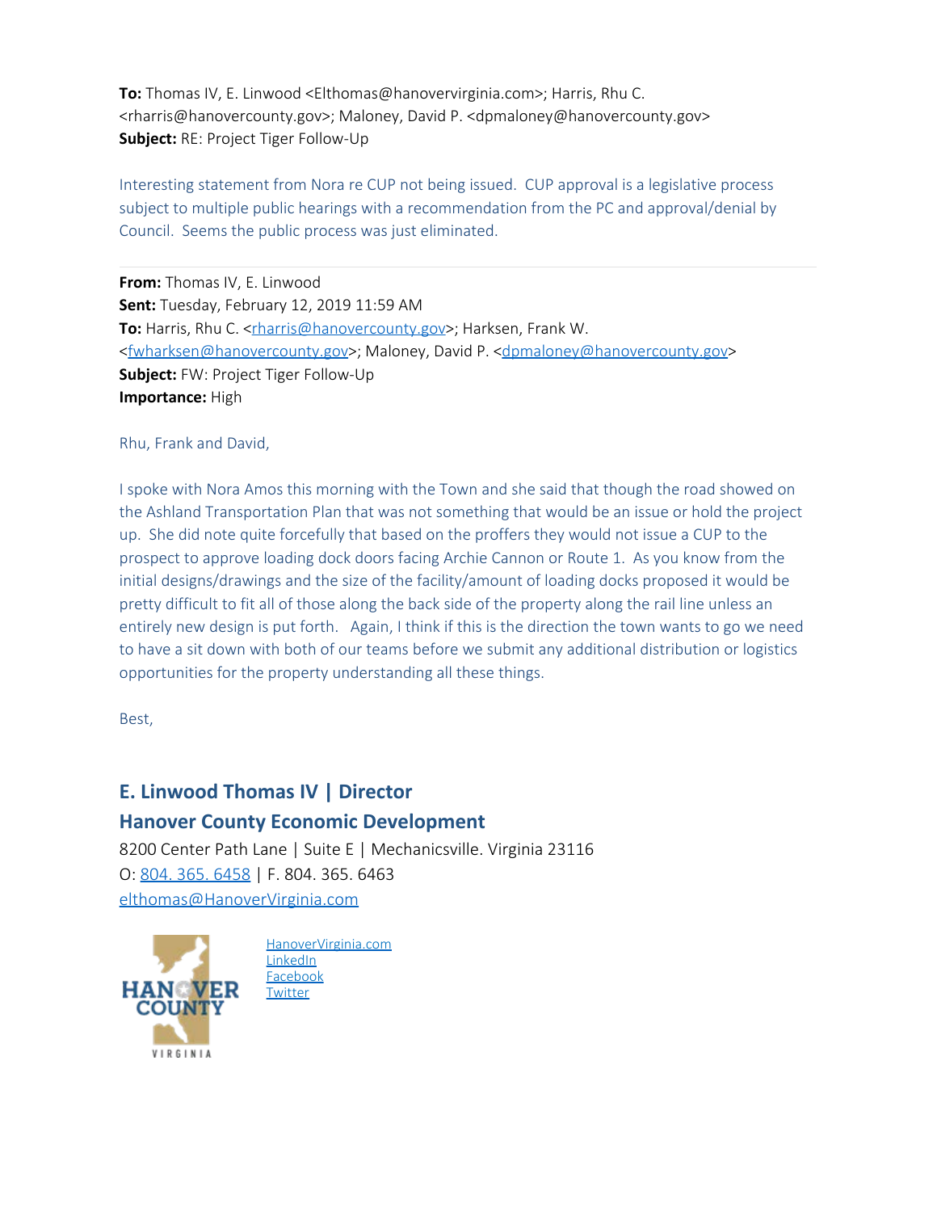**To:** Thomas IV, E. Linwood <Elthomas@hanovervirginia.com>; Harris, Rhu C. <rharris@hanovercounty.gov>; Maloney, David P. <dpmaloney@hanovercounty.gov>
**Subject:** RE: Project Tiger Follow-Up

Interesting statement from Nora re CUP not being issued. CUP approval is a legislative process subject to multiple public hearings with a recommendation from the PC and approval/denial by Council. Seems the public process was just eliminated.

---

**From:** Thomas IV, E. Linwood
**Sent:** Tuesday, February 12, 2019 11:59 AM
**To:** Harris, Rhu C. <rharris@hanovercounty.gov>; Harksen, Frank W. <fwharksen@hanovercounty.gov>; Maloney, David P. <dpmaloney@hanovercounty.gov>
**Subject:** FW: Project Tiger Follow-Up
**Importance:** High

Rhu, Frank and David,

I spoke with Nora Amos this morning with the Town and she said that though the road showed on the Ashland Transportation Plan that was not something that would be an issue or hold the project up. She did note quite forcefully that based on the proffers they would not issue a CUP to the prospect to approve loading dock doors facing Archie Cannon or Route 1. As you know from the initial designs/drawings and the size of the facility/amount of loading docks proposed it would be pretty difficult to fit all of those along the back side of the property along the rail line unless an entirely new design is put forth. Again, I think if this is the direction the town wants to go we need to have a sit down with both of our teams before we submit any additional distribution or logistics opportunities for the property understanding all these things.

Best,

**E. Linwood Thomas IV | Director**
**Hanover County Economic Development**
8200 Center Path Lane | Suite E | Mechanicsville. Virginia 23116
O: 804. 365. 6458 | F. 804. 365. 6463
elthomas@HanoverVirginia.com

HANOVER COUNTY VIRGINIA

HanoverVirginia.com
LinkedIn
Facebook
Twitter